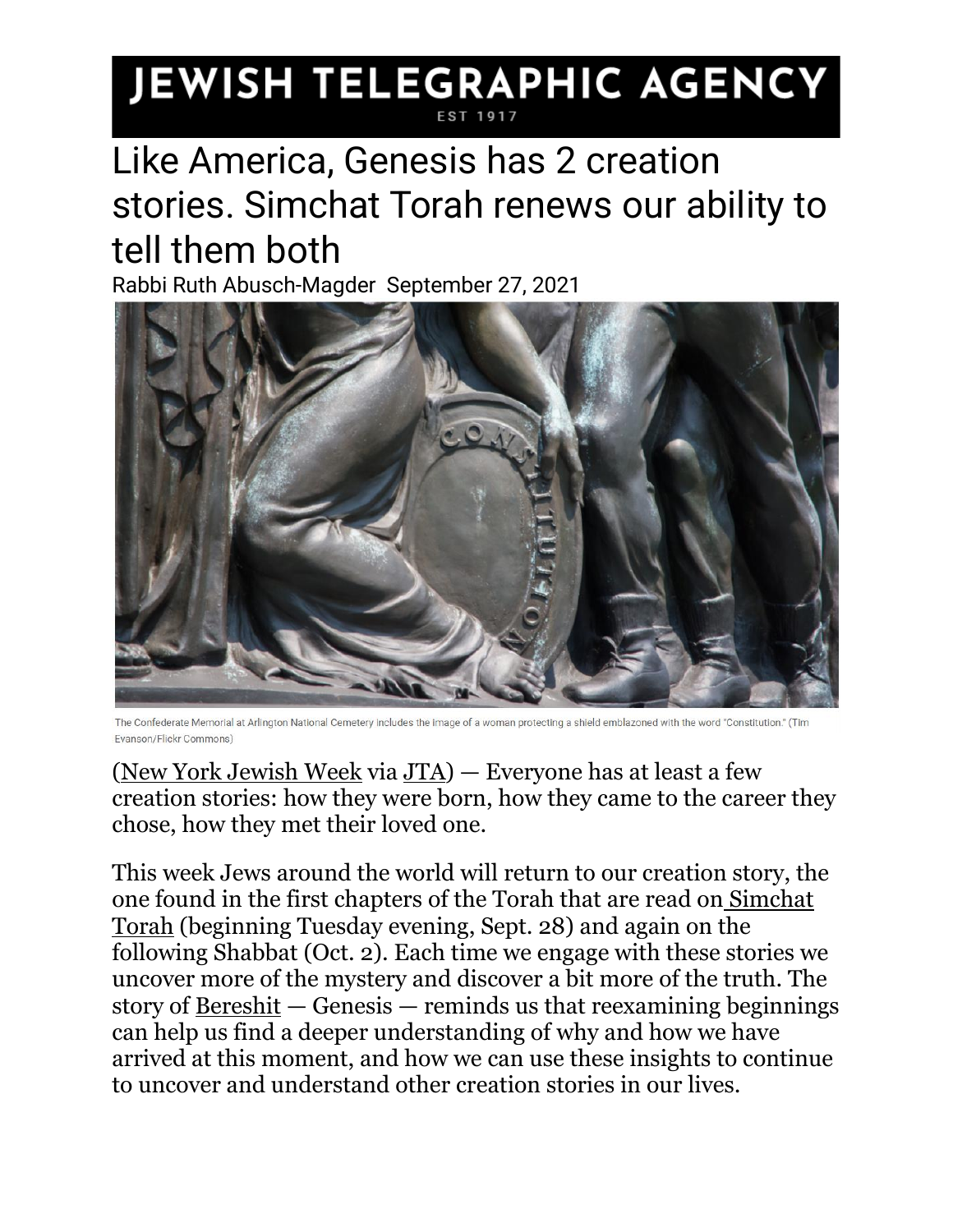# JEWISH TELEGRAPHIC AGENCY

EST 1917

## Like America, Genesis has 2 creation stories. Simchat Torah renews our ability to tell them both

Rabbi Ruth Abusch-Magder  September 27, 2021

The Confederate Memorial at Arlington National Cemetery includes the image of a woman protecting a shield emblazoned with the word "Constitution." (Tim Evanson/Flickr Commons)

(New York Jewish Week via JTA) — Everyone has at least a few creation stories: how they were born, how they came to the career they chose, how they met their loved one.

This week Jews around the world will return to our creation story, the one found in the first chapters of the Torah that are read on Simchat Torah (beginning Tuesday evening, Sept. 28) and again on the following Shabbat (Oct. 2). Each time we engage with these stories we uncover more of the mystery and discover a bit more of the truth. The story of Bereshit — Genesis — reminds us that reexamining beginnings can help us find a deeper understanding of why and how we have arrived at this moment, and how we can use these insights to continue to uncover and understand other creation stories in our lives.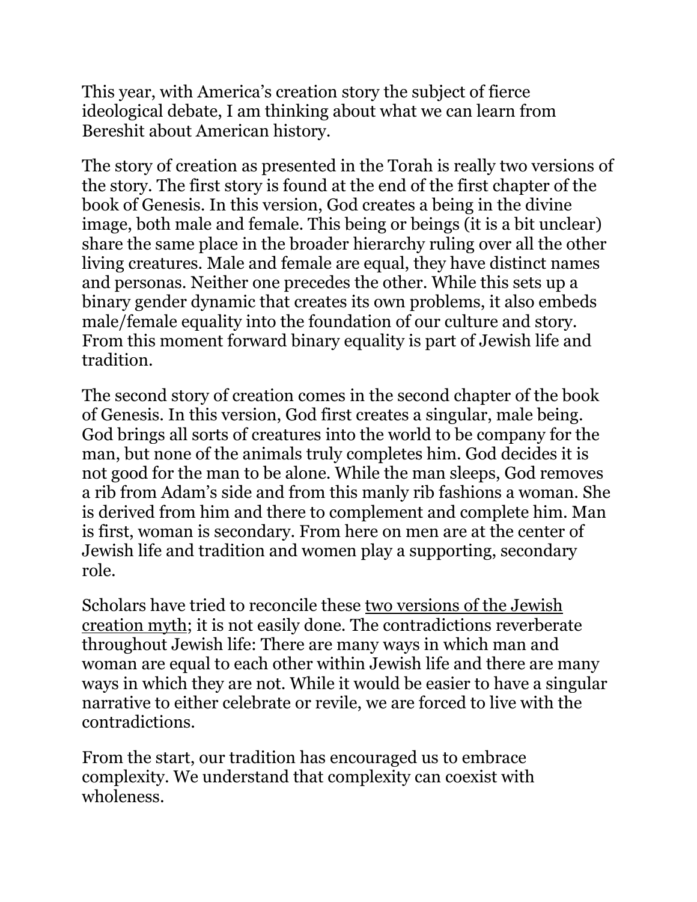This year, with America's creation story the subject of fierce ideological debate, I am thinking about what we can learn from Bereshit about American history.

The story of creation as presented in the Torah is really two versions of the story. The first story is found at the end of the first chapter of the book of Genesis. In this version, God creates a being in the divine image, both male and female. This being or beings (it is a bit unclear) share the same place in the broader hierarchy ruling over all the other living creatures. Male and female are equal, they have distinct names and personas. Neither one precedes the other. While this sets up a binary gender dynamic that creates its own problems, it also embeds male/female equality into the foundation of our culture and story. From this moment forward binary equality is part of Jewish life and tradition.

The second story of creation comes in the second chapter of the book of Genesis. In this version, God first creates a singular, male being. God brings all sorts of creatures into the world to be company for the man, but none of the animals truly completes him. God decides it is not good for the man to be alone. While the man sleeps, God removes a rib from Adam's side and from this manly rib fashions a woman. She is derived from him and there to complement and complete him. Man is first, woman is secondary. From here on men are at the center of Jewish life and tradition and women play a supporting, secondary role.

Scholars have tried to reconcile these two versions of the Jewish creation myth; it is not easily done. The contradictions reverberate throughout Jewish life: There are many ways in which man and woman are equal to each other within Jewish life and there are many ways in which they are not. While it would be easier to have a singular narrative to either celebrate or revile, we are forced to live with the contradictions.

From the start, our tradition has encouraged us to embrace complexity. We understand that complexity can coexist with wholeness.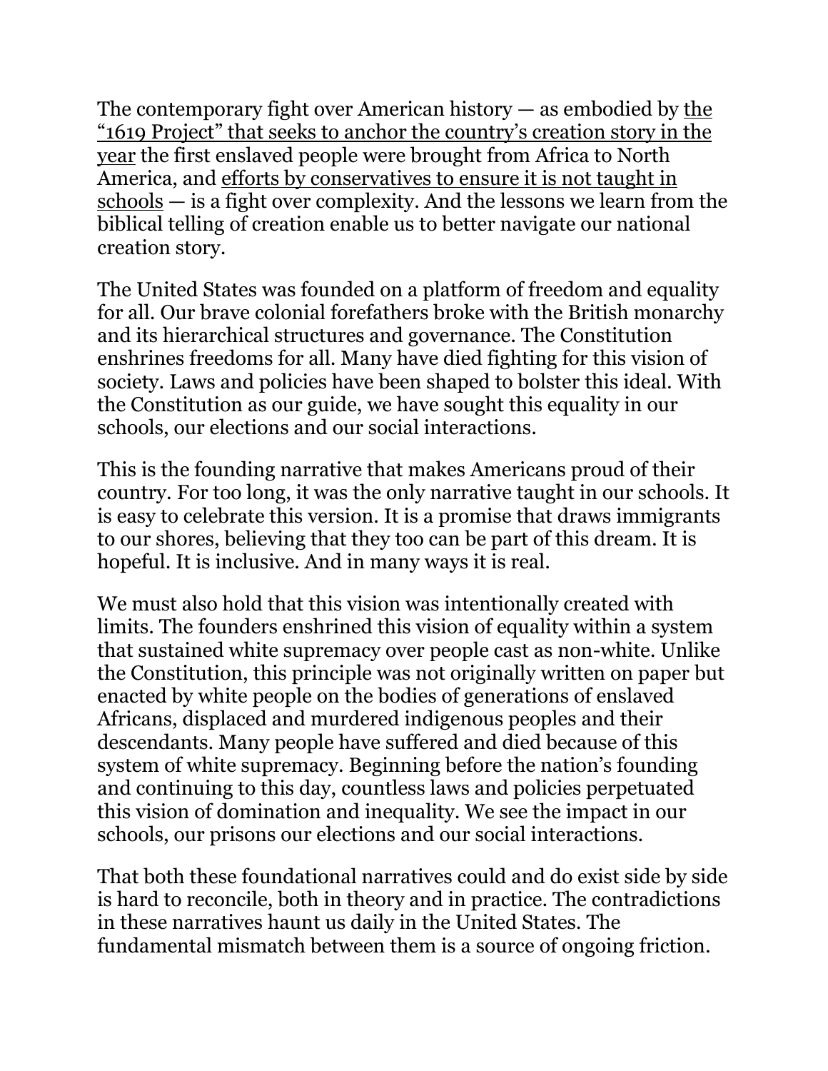The contemporary fight over American history — as embodied by the "1619 Project" that seeks to anchor the country's creation story in the year the first enslaved people were brought from Africa to North America, and efforts by conservatives to ensure it is not taught in schools — is a fight over complexity. And the lessons we learn from the biblical telling of creation enable us to better navigate our national creation story.

The United States was founded on a platform of freedom and equality for all. Our brave colonial forefathers broke with the British monarchy and its hierarchical structures and governance. The Constitution enshrines freedoms for all. Many have died fighting for this vision of society. Laws and policies have been shaped to bolster this ideal. With the Constitution as our guide, we have sought this equality in our schools, our elections and our social interactions.

This is the founding narrative that makes Americans proud of their country. For too long, it was the only narrative taught in our schools. It is easy to celebrate this version. It is a promise that draws immigrants to our shores, believing that they too can be part of this dream. It is hopeful. It is inclusive. And in many ways it is real.

We must also hold that this vision was intentionally created with limits. The founders enshrined this vision of equality within a system that sustained white supremacy over people cast as non-white. Unlike the Constitution, this principle was not originally written on paper but enacted by white people on the bodies of generations of enslaved Africans, displaced and murdered indigenous peoples and their descendants. Many people have suffered and died because of this system of white supremacy. Beginning before the nation's founding and continuing to this day, countless laws and policies perpetuated this vision of domination and inequality. We see the impact in our schools, our prisons our elections and our social interactions.

That both these foundational narratives could and do exist side by side is hard to reconcile, both in theory and in practice. The contradictions in these narratives haunt us daily in the United States. The fundamental mismatch between them is a source of ongoing friction.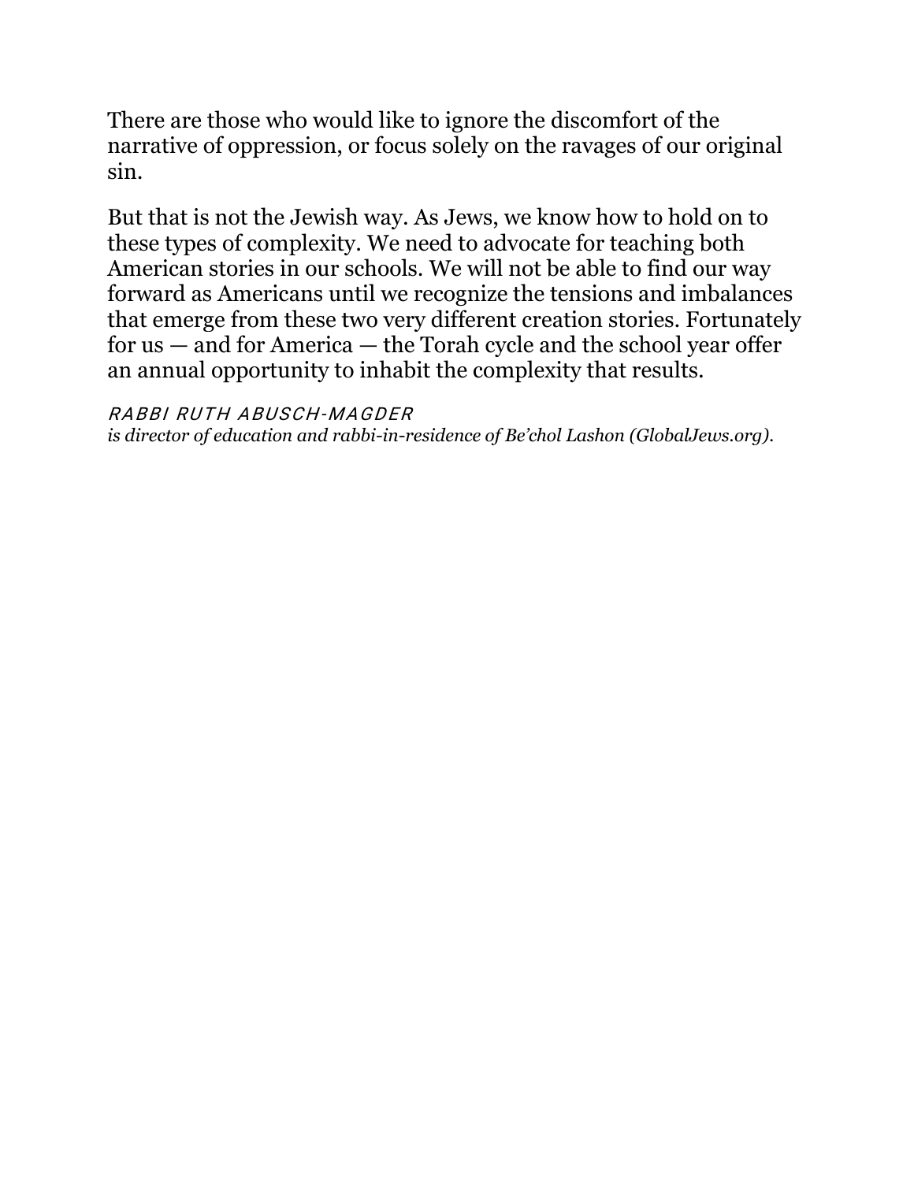There are those who would like to ignore the discomfort of the narrative of oppression, or focus solely on the ravages of our original sin.

But that is not the Jewish way. As Jews, we know how to hold on to these types of complexity. We need to advocate for teaching both American stories in our schools. We will not be able to find our way forward as Americans until we recognize the tensions and imbalances that emerge from these two very different creation stories. Fortunately for us — and for America — the Torah cycle and the school year offer an annual opportunity to inhabit the complexity that results.

*RABBI RUTH ABUSCH-MAGDER*
*is director of education and rabbi-in-residence of Be'chol Lashon (GlobalJews.org).*